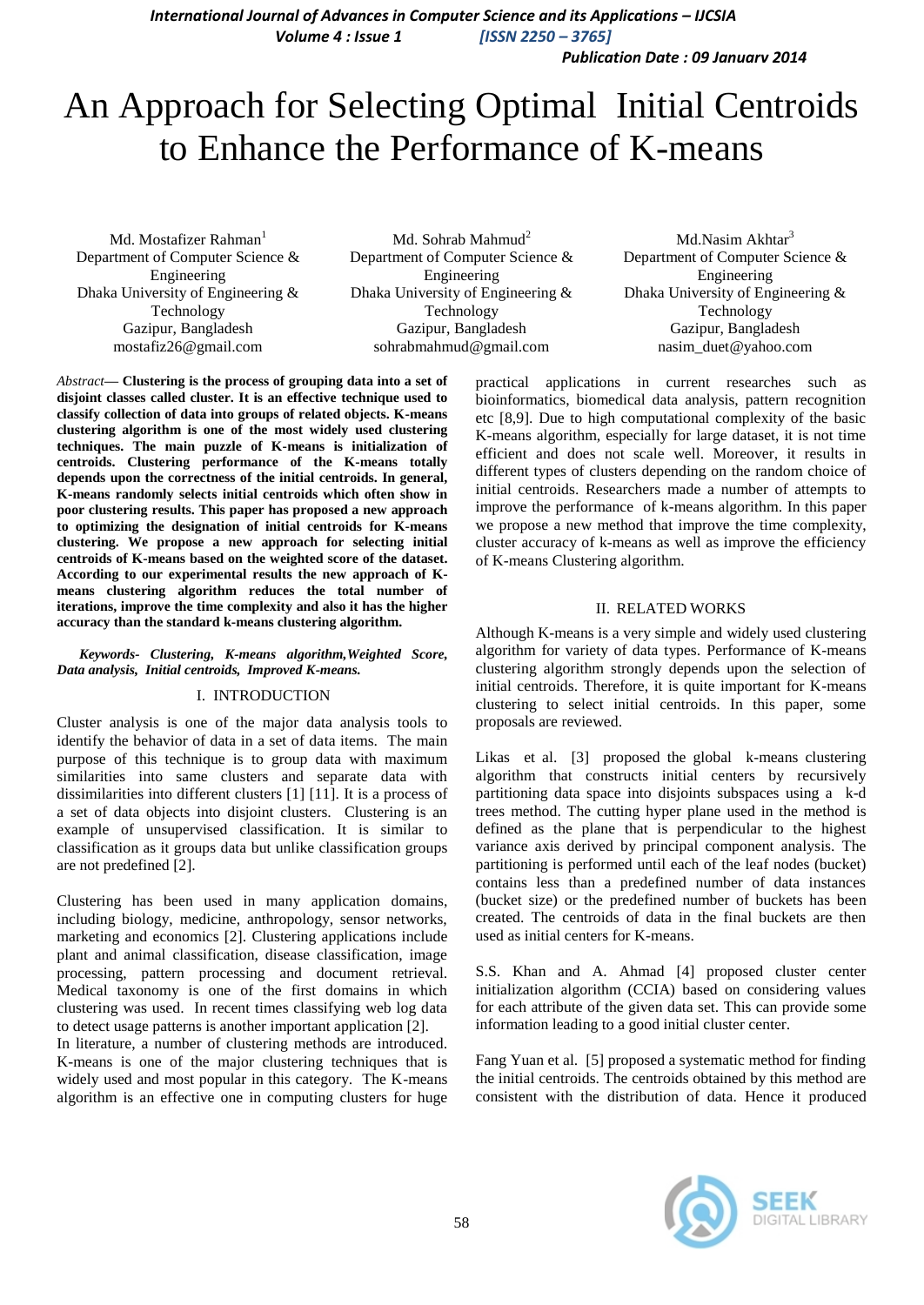# An Approach for Selecting Optimal Initial Centroids to Enhance the Performance of K-means

Md. Mostafizer Rahman[1]
Department of Computer Science & Engineering
Dhaka University of Engineering & Technology
Gazipur, Bangladesh
mostafiz26@gmail.com

Md. Sohrab Mahmud[2]
Department of Computer Science & Engineering
Dhaka University of Engineering & Technology
Gazipur, Bangladesh
sohrabmahmud@gmail.com

Md.Nasim Akhtar[3]
Department of Computer Science & Engineering
Dhaka University of Engineering & Technology
Gazipur, Bangladesh
nasim_duet@yahoo.com

*Abstract*— **Clustering is the process of grouping data into a set of disjoint classes called cluster. It is an effective technique used to classify collection of data into groups of related objects. K-means clustering algorithm is one of the most widely used clustering techniques. The main puzzle of K-means is initialization of centroids. Clustering performance of the K-means totally depends upon the correctness of the initial centroids. In general, K-means randomly selects initial centroids which often show in poor clustering results. This paper has proposed a new approach to optimizing the designation of initial centroids for K-means clustering. We propose a new approach for selecting initial centroids of K-means based on the weighted score of the dataset. According to our experimental results the new approach of K-means clustering algorithm reduces the total number of iterations, improve the time complexity and also it has the higher accuracy than the standard k-means clustering algorithm.**

***Keywords- Clustering, K-means algorithm,Weighted Score, Data analysis, Initial centroids, Improved K-means.***

## I. INTRODUCTION

Cluster analysis is one of the major data analysis tools to identify the behavior of data in a set of data items. The main purpose of this technique is to group data with maximum similarities into same clusters and separate data with dissimilarities into different clusters [1] [11]. It is a process of a set of data objects into disjoint clusters. Clustering is an example of unsupervised classification. It is similar to classification as it groups data but unlike classification groups are not predefined [2].

Clustering has been used in many application domains, including biology, medicine, anthropology, sensor networks, marketing and economics [2]. Clustering applications include plant and animal classification, disease classification, image processing, pattern processing and document retrieval. Medical taxonomy is one of the first domains in which clustering was used. In recent times classifying web log data to detect usage patterns is another important application [2].
In literature, a number of clustering methods are introduced. K-means is one of the major clustering techniques that is widely used and most popular in this category. The K-means algorithm is an effective one in computing clusters for huge practical applications in current researches such as bioinformatics, biomedical data analysis, pattern recognition etc [8,9]. Due to high computational complexity of the basic K-means algorithm, especially for large dataset, it is not time efficient and does not scale well. Moreover, it results in different types of clusters depending on the random choice of initial centroids. Researchers made a number of attempts to improve the performance of k-means algorithm. In this paper we propose a new method that improve the time complexity, cluster accuracy of k-means as well as improve the efficiency of K-means Clustering algorithm.

## II. RELATED WORKS

Although K-means is a very simple and widely used clustering algorithm for variety of data types. Performance of K-means clustering algorithm strongly depends upon the selection of initial centroids. Therefore, it is quite important for K-means clustering to select initial centroids. In this paper, some proposals are reviewed.

Likas et al. [3] proposed the global k-means clustering algorithm that constructs initial centers by recursively partitioning data space into disjoints subspaces using a k-d trees method. The cutting hyper plane used in the method is defined as the plane that is perpendicular to the highest variance axis derived by principal component analysis. The partitioning is performed until each of the leaf nodes (bucket) contains less than a predefined number of data instances (bucket size) or the predefined number of buckets has been created. The centroids of data in the final buckets are then used as initial centers for K-means.

S.S. Khan and A. Ahmad [4] proposed cluster center initialization algorithm (CCIA) based on considering values for each attribute of the given data set. This can provide some information leading to a good initial cluster center.

Fang Yuan et al. [5] proposed a systematic method for finding the initial centroids. The centroids obtained by this method are consistent with the distribution of data. Hence it produced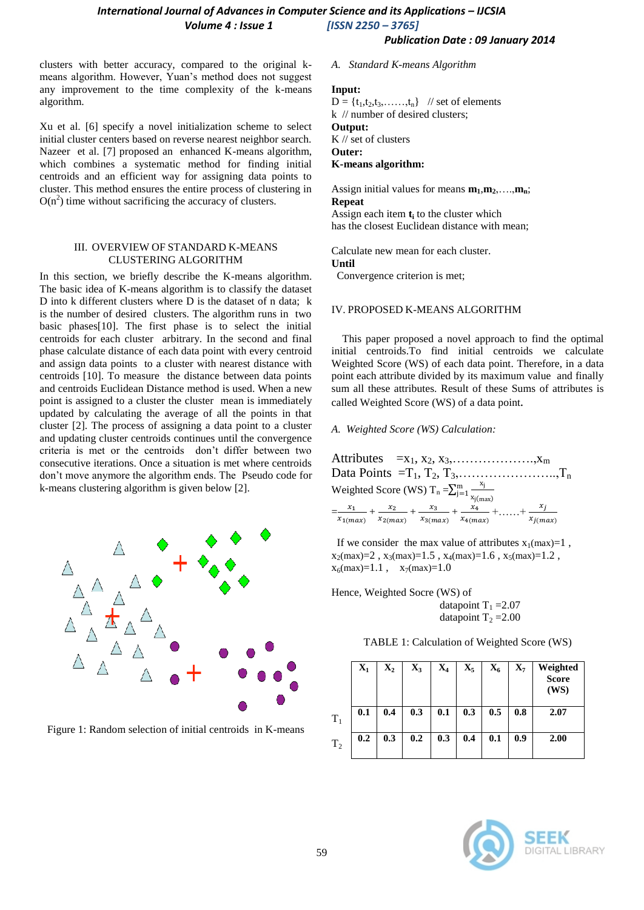clusters with better accuracy, compared to the original k-means algorithm. However, Yuan's method does not suggest any improvement to the time complexity of the k-means algorithm.

Xu et al. [6] specify a novel initialization scheme to select initial cluster centers based on reverse nearest neighbor search. Nazeer et al. [7] proposed an enhanced K-means algorithm, which combines a systematic method for finding initial centroids and an efficient way for assigning data points to cluster. This method ensures the entire process of clustering in $O(n^2)$ time without sacrificing the accuracy of clusters.

## III. OVERVIEW OF STANDARD K-MEANS CLUSTERING ALGORITHM

In this section, we briefly describe the K-means algorithm. The basic idea of K-means algorithm is to classify the dataset D into k different clusters where D is the dataset of n data; k is the number of desired clusters. The algorithm runs in two basic phases[10]. The first phase is to select the initial centroids for each cluster arbitrary. In the second and final phase calculate distance of each data point with every centroid and assign data points to a cluster with nearest distance with centroids [10]. To measure the distance between data points and centroids Euclidean Distance method is used. When a new point is assigned to a cluster the cluster mean is immediately updated by calculating the average of all the points in that cluster [2]. The process of assigning a data point to a cluster and updating cluster centroids continues until the convergence criteria is met or the centroids don't differ between two consecutive iterations. Once a situation is met where centroids don't move anymore the algorithm ends. The Pseudo code for k-means clustering algorithm is given below [2].

Figure 1: Random selection of initial centroids in K-means

### A. Standard K-means Algorithm

**Input:**
D = $\{t_1, t_2, t_3, \ldots\ldots, t_n\}$ // set of elements
k // number of desired clusters;
**Output:**
K // set of clusters
**Outer:**
**K-means algorithm:**

Assign initial values for means $\mathbf{m_1}, \mathbf{m_2}, \ldots, \mathbf{m_n}$;
**Repeat**
Assign each item $\mathbf{t_i}$ to the cluster which has the closest Euclidean distance with mean;

Calculate new mean for each cluster.
**Until**
Convergence criterion is met;

## IV. PROPOSED K-MEANS ALGORITHM

This paper proposed a novel approach to find the optimal initial centroids.To find initial centroids we calculate Weighted Score (WS) of each data point. Therefore, in a data point each attribute divided by its maximum value and finally sum all these attributes. Result of these Sums of attributes is called Weighted Score (WS) of a data point.

### A. Weighted Score (WS) Calculation:

Attributes $= x_1, x_2, x_3, \ldots\ldots\ldots\ldots\ldots\ldots, x_m$
Data Points $= T_1, T_2, T_3, \ldots\ldots\ldots\ldots\ldots\ldots\ldots, T_n$
Weighted Score (WS) $T_n = \sum_{j=1}^{m} \frac{x_j}{x_{j(max)}}$

$$= \frac{x_1}{x_{1(max)}} + \frac{x_2}{x_{2(max)}} + \frac{x_3}{x_{3(max)}} + \frac{x_4}{x_{4(max)}} + \ldots\ldots + \frac{x_j}{x_{j(max)}}$$

If we consider the max value of attributes $x_1(max)=1$, $x_2(max)=2$, $x_3(max)=1.5$, $x_4(max)=1.6$, $x_5(max)=1.2$, $x_6(max)=1.1$, $x_7(max)=1.0$

Hence, Weighted Socre (WS) of
datapoint $T_1 = 2.07$
datapoint $T_2 = 2.00$

TABLE 1: Calculation of Weighted Score (WS)

| | $X_1$ | $X_2$ | $X_3$ | $X_4$ | $X_5$ | $X_6$ | $X_7$ | Weighted Score (WS) |
|---|---|---|---|---|---|---|---|---|
| $T_1$ | 0.1 | 0.4 | 0.3 | 0.1 | 0.3 | 0.5 | 0.8 | 2.07 |
| $T_2$ | 0.2 | 0.3 | 0.2 | 0.3 | 0.4 | 0.1 | 0.9 | 2.00 |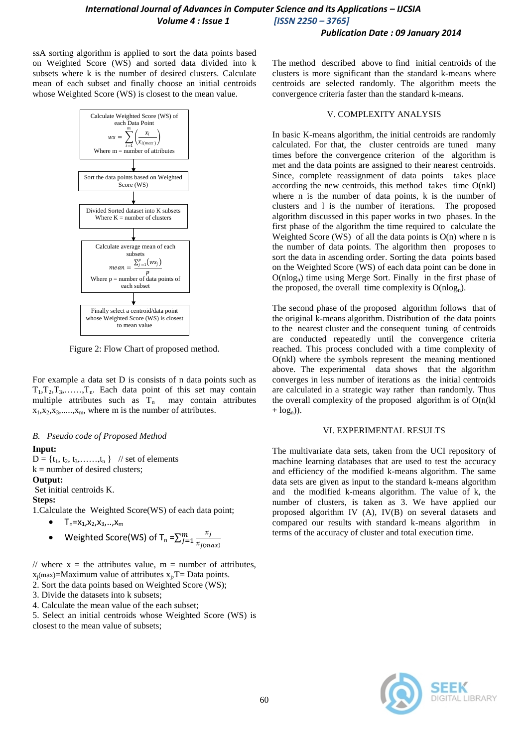ssA sorting algorithm is applied to sort the data points based on Weighted Score (WS) and sorted data divided into k subsets where k is the number of desired clusters. Calculate mean of each subset and finally choose an initial centroids whose Weighted Score (WS) is closest to the mean value.

Calculate Weighted Score (WS) of each Data Point

$$ws = \sum_{i=1}^{m} \left( \frac{x_i}{x_{i(max)}} \right)$$

Where m = number of attributes

↓

Sort the data points based on Weighted Score (WS)

↓

Divided Sorted dataset into K subsets Where K = number of clusters

↓

Calculate average mean of each subsets

$$mean = \frac{\sum_{j=1}^{p}(ws_j)}{p}$$

Where p = number of data points of each subset

↓

Finally select a centroid/data point whose Weighted Score (WS) is closest to mean value

Figure 2: Flow Chart of proposed method.

For example a data set D is consists of n data points such as $T_1, T_2, T_3, \ldots\ldots, T_n$. Each data point of this set may contain multiple attributes such as $T_n$ may contain attributes $x_1, x_2, x_3, \ldots\ldots, x_m$, where m is the number of attributes.

### B. Pseudo code of Proposed Method

**Input:**

D = $\{t_1, t_2, t_3, \ldots\ldots, t_n\}$ // set of elements

k = number of desired clusters;

**Output:**

Set initial centroids K.

**Steps:**

1.Calculate the Weighted Score(WS) of each data point;

- $T_n = x_1, x_2, x_3, \ldots, x_m$
- Weighted Score(WS) of $T_n = \sum_{j=1}^{m} \frac{x_j}{x_{j(max)}}$

// where x = the attributes value, m = number of attributes, $x_{j(max)}$=Maximum value of attributes $x_j$,T= Data points.

2. Sort the data points based on Weighted Score (WS);

3. Divide the datasets into k subsets;

4. Calculate the mean value of the each subset;

5. Select an initial centroids whose Weighted Score (WS) is closest to the mean value of subsets;

The method described above to find initial centroids of the clusters is more significant than the standard k-means where centroids are selected randomly. The algorithm meets the convergence criteria faster than the standard k-means.

## V. COMPLEXITY ANALYSIS

In basic K-means algorithm, the initial centroids are randomly calculated. For that, the cluster centroids are tuned many times before the convergence criterion of the algorithm is met and the data points are assigned to their nearest centroids. Since, complete reassignment of data points takes place according the new centroids, this method takes time O(nkl) where n is the number of data points, k is the number of clusters and l is the number of iterations. The proposed algorithm discussed in this paper works in two phases. In the first phase of the algorithm the time required to calculate the Weighted Score (WS) of all the data points is O(n) where n is the number of data points. The algorithm then proposes to sort the data in ascending order. Sorting the data points based on the Weighted Score (WS) of each data point can be done in $O(n\log_n)$ time using Merge Sort. Finally in the first phase of the proposed, the overall time complexity is $O(n\log_n)$.

The second phase of the proposed algorithm follows that of the original k-means algorithm. Distribution of the data points to the nearest cluster and the consequent tuning of centroids are conducted repeatedly until the convergence criteria reached. This process concluded with a time complexity of O(nkl) where the symbols represent the meaning mentioned above. The experimental data shows that the algorithm converges in less number of iterations as the initial centroids are calculated in a strategic way rather than randomly. Thus the overall complexity of the proposed algorithm is of $O(n(kl + \log_n))$.

## VI. EXPERIMENTAL RESULTS

The multivariate data sets, taken from the UCI repository of machine learning databases that are used to test the accuracy and efficiency of the modified k-means algorithm. The same data sets are given as input to the standard k-means algorithm and the modified k-means algorithm. The value of k, the number of clusters, is taken as 3. We have applied our proposed algorithm IV (A), IV(B) on several datasets and compared our results with standard k-means algorithm in terms of the accuracy of cluster and total execution time.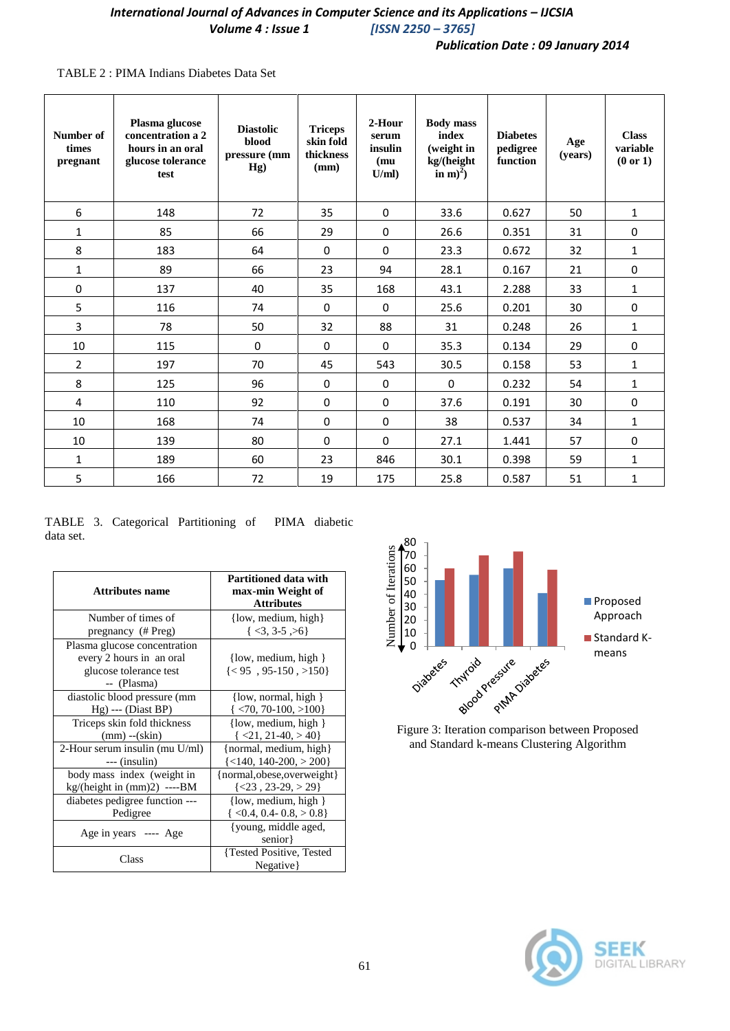TABLE 2 : PIMA Indians Diabetes Data Set

| Number of times pregnant | Plasma glucose concentration a 2 hours in an oral glucose tolerance test | Diastolic blood pressure (mm Hg) | Triceps skin fold thickness (mm) | 2-Hour serum insulin (mu U/ml) | Body mass index (weight in kg/(height in m)$^2$) | Diabetes pedigree function | Age (years) | Class variable (0 or 1) |
|---|---|---|---|---|---|---|---|---|
| 6 | 148 | 72 | 35 | 0 | 33.6 | 0.627 | 50 | 1 |
| 1 | 85 | 66 | 29 | 0 | 26.6 | 0.351 | 31 | 0 |
| 8 | 183 | 64 | 0 | 0 | 23.3 | 0.672 | 32 | 1 |
| 1 | 89 | 66 | 23 | 94 | 28.1 | 0.167 | 21 | 0 |
| 0 | 137 | 40 | 35 | 168 | 43.1 | 2.288 | 33 | 1 |
| 5 | 116 | 74 | 0 | 0 | 25.6 | 0.201 | 30 | 0 |
| 3 | 78 | 50 | 32 | 88 | 31 | 0.248 | 26 | 1 |
| 10 | 115 | 0 | 0 | 0 | 35.3 | 0.134 | 29 | 0 |
| 2 | 197 | 70 | 45 | 543 | 30.5 | 0.158 | 53 | 1 |
| 8 | 125 | 96 | 0 | 0 | 0 | 0.232 | 54 | 1 |
| 4 | 110 | 92 | 0 | 0 | 37.6 | 0.191 | 30 | 0 |
| 10 | 168 | 74 | 0 | 0 | 38 | 0.537 | 34 | 1 |
| 10 | 139 | 80 | 0 | 0 | 27.1 | 1.441 | 57 | 0 |
| 1 | 189 | 60 | 23 | 846 | 30.1 | 0.398 | 59 | 1 |
| 5 | 166 | 72 | 19 | 175 | 25.8 | 0.587 | 51 | 1 |

TABLE 3. Categorical Partitioning of PIMA diabetic data set.

| Attributes name | Partitioned data with max-min Weight of Attributes |
|---|---|
| Number of times of pregnancy (# Preg) | {low, medium, high} { <3, 3-5 ,>6} |
| Plasma glucose concentration every 2 hours in an oral glucose tolerance test -- (Plasma) | {low, medium, high } {< 95 , 95-150 , >150} |
| diastolic blood pressure (mm Hg) --- (Diast BP) | {low, normal, high } { <70, 70-100, >100} |
| Triceps skin fold thickness (mm) --(skin) | {low, medium, high } { <21, 21-40, > 40} |
| 2-Hour serum insulin (mu U/ml) --- (insulin) | {normal, medium, high} {<140, 140-200, > 200} |
| body mass index (weight in kg/(height in (mm)2) ----BM | {normal,obese,overweight} {<23 , 23-29, > 29} |
| diabetes pedigree function --- Pedigree | {low, medium, high } { <0.4, 0.4- 0.8, > 0.8} |
| Age in years ---- Age | {young, middle aged, senior} |
| Class | {Tested Positive, Tested Negative} |

Figure 3: Iteration comparison between Proposed and Standard k-means Clustering Algorithm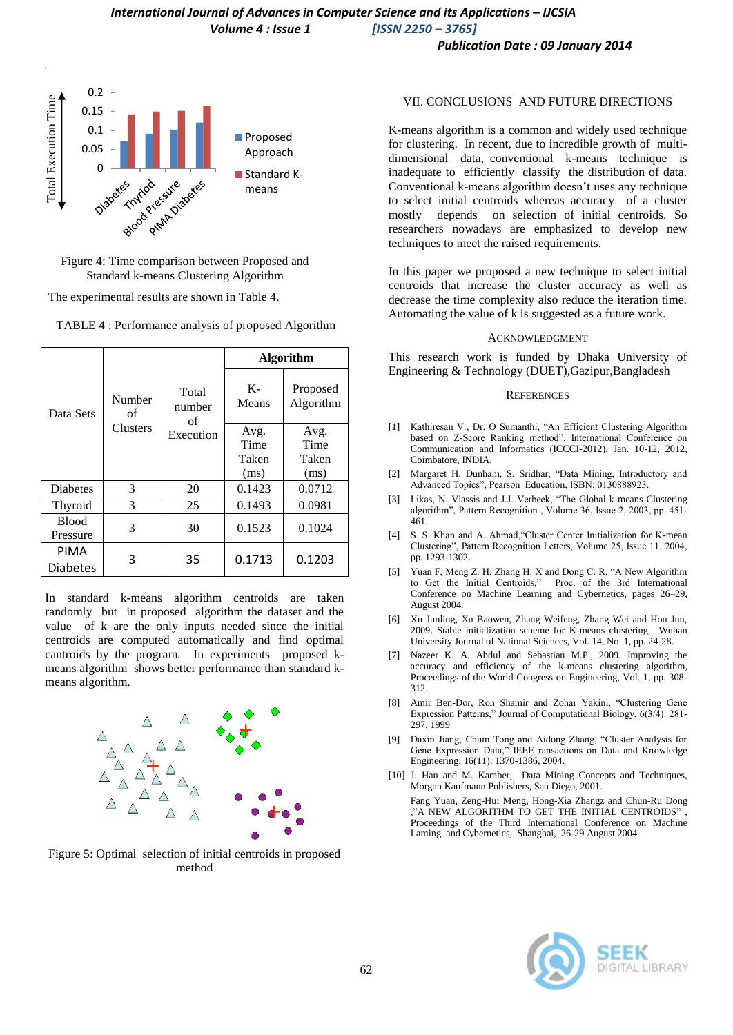0.2
0.15
0.1
0.05
0

Total Execution Time

Diabetes
Thyriod
Blood Pressure
PIMA Diabetes

Proposed Approach

Standard K-means

Figure 4: Time comparison between Proposed and Standard k-means Clustering Algorithm

The experimental results are shown in Table 4.

TABLE 4 : Performance analysis of proposed Algorithm

| Data Sets | Number of Clusters | Total number of Execution | Algorithm | |
|---|---|---|---|---|
| | | | K-Means | Proposed Algorithm |
| | | | Avg. Time Taken (ms) | Avg. Time Taken (ms) |
| Diabetes | 3 | 20 | 0.1423 | 0.0712 |
| Thyroid | 3 | 25 | 0.1493 | 0.0981 |
| Blood Pressure | 3 | 30 | 0.1523 | 0.1024 |
| PIMA Diabetes | 3 | 35 | 0.1713 | 0.1203 |

In standard k-means algorithm centroids are taken randomly but in proposed algorithm the dataset and the value of k are the only inputs needed since the initial centroids are computed automatically and find optimal cantroids by the program. In experiments proposed k-means algorithm shows better performance than standard k-means algorithm.

Figure 5: Optimal selection of initial centroids in proposed method

## VII. CONCLUSIONS AND FUTURE DIRECTIONS

K-means algorithm is a common and widely used technique for clustering. In recent, due to incredible growth of multi-dimensional data, conventional k-means technique is inadequate to efficiently classify the distribution of data. Conventional k-means algorithm doesn't uses any technique to select initial centroids whereas accuracy of a cluster mostly depends on selection of initial centroids. So researchers nowadays are emphasized to develop new techniques to meet the raised requirements.

In this paper we proposed a new technique to select initial centroids that increase the cluster accuracy as well as decrease the time complexity also reduce the iteration time. Automating the value of k is suggested as a future work.

## ACKNOWLEDGMENT

This research work is funded by Dhaka University of Engineering & Technology (DUET),Gazipur,Bangladesh

## REFERENCES

[1] Kathiresan V., Dr. O Sumanthi, "An Efficient Clustering Algorithm based on Z-Score Ranking method", International Conference on Communication and Informatics (ICCCI-2012), Jan. 10-12, 2012, Coimbatore, INDIA.

[2] Margaret H. Dunham, S. Sridhar, "Data Mining, Introductory and Advanced Topics", Pearson Education, ISBN: 0130888923.

[3] Likas, N. Vlassis and J.J. Verbeek, "The Global k-means Clustering algorithm", Pattern Recognition , Volume 36, Issue 2, 2003, pp. 451-461.

[4] S. S. Khan and A. Ahmad,"Cluster Center Initialization for K-mean Clustering", Pattern Recognition Letters, Volume 25, Issue 11, 2004, pp. 1293-1302.

[5] Yuan F, Meng Z. H, Zhang H. X and Dong C. R, "A New Algorithm to Get the Initial Centroids," Proc. of the 3rd International Conference on Machine Learning and Cybernetics, pages 26–29, August 2004.

[6] Xu Junling, Xu Baowen, Zhang Weifeng, Zhang Wei and Hou Jun, 2009. Stable initialization scheme for K-means clustering, Wuhan University Journal of National Sciences, Vol. 14, No. 1, pp. 24-28.

[7] Nazeer K. A. Abdul and Sebastian M.P., 2009. Improving the accuracy and efficiency of the k-means clustering algorithm, Proceedings of the World Congress on Engineering, Vol. 1, pp. 308-312.

[8] Amir Ben-Dor, Ron Shamir and Zohar Yakini, "Clustering Gene Expression Patterns," Journal of Computational Biology, 6(3/4): 281-297, 1999

[9] Daxin Jiang, Chum Tong and Aidong Zhang, "Cluster Analysis for Gene Expression Data," IEEE ransactions on Data and Knowledge Engineering, 16(11): 1370-1386, 2004.

[10] J. Han and M. Kamber, Data Mining Concepts and Techniques, Morgan Kaufmann Publishers, San Diego, 2001.

Fang Yuan, Zeng-Hui Meng, Hong-Xia Zhangz and Chun-Ru Dong ,"A NEW ALGORITHM TO GET THE INITIAL CENTROIDS" , Proceedings of the Third International Conference on Machine Laming and Cybernetics, Shanghai, 26-29 August 2004